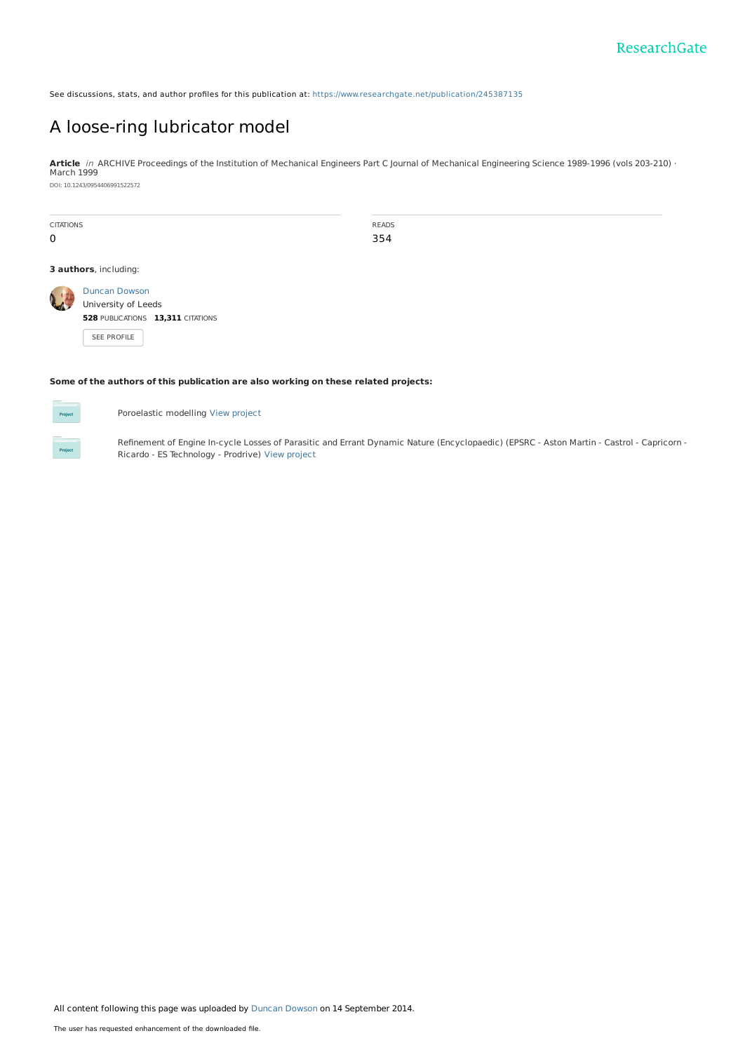See discussions, stats, and author profiles for this publication at: https://www.researchgate.net/publication/245387135

# A loose-ring lubricator model

**Article** *in* ARCHIVE Proceedings of the Institution of Mechanical Engineers Part C Journal of Mechanical Engineering Science 1989-1996 (vols 203-210) · March 1999

DOI: 10.1243/0954406991522572

| CITATIONS | READS |
| --- | --- |
| 0 | 354 |

**3 authors**, including:

Duncan Dowson
University of Leeds
**528** PUBLICATIONS **13,311** CITATIONS

SEE PROFILE

**Some of the authors of this publication are also working on these related projects:**

Poroelastic modelling View project

Refinement of Engine In-cycle Losses of Parasitic and Errant Dynamic Nature (Encyclopaedic) (EPSRC - Aston Martin - Castrol - Capricorn - Ricardo - ES Technology - Prodrive) View project

All content following this page was uploaded by Duncan Dowson on 14 September 2014.

The user has requested enhancement of the downloaded file.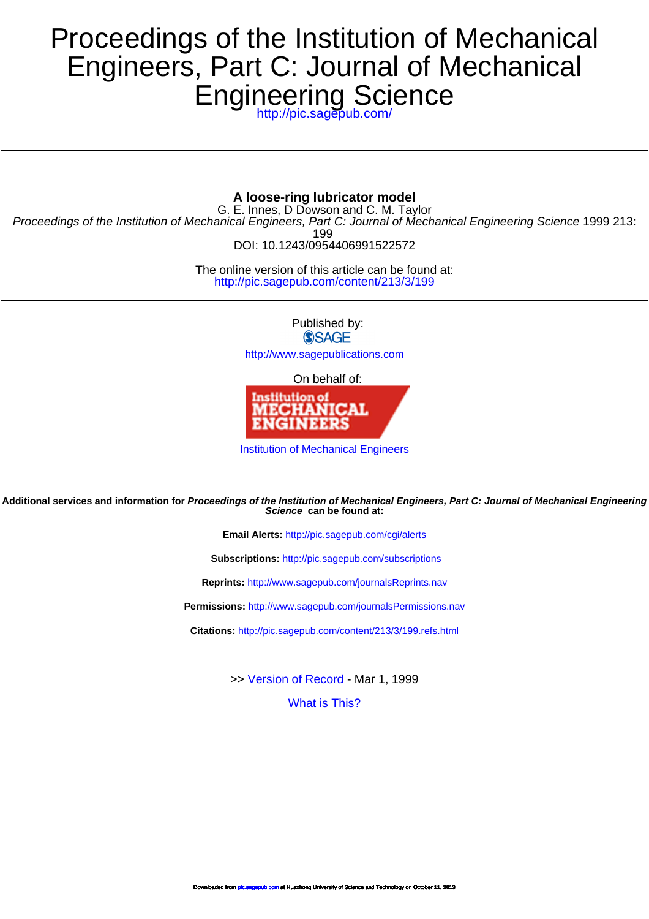# Proceedings of the Institution of Mechanical Engineers, Part C: Journal of Mechanical Engineering Science

http://pic.sagepub.com/

---

**A loose-ring lubricator model**

G. E. Innes, D Dowson and C. M. Taylor

*Proceedings of the Institution of Mechanical Engineers, Part C: Journal of Mechanical Engineering Science* 1999 213: 199

DOI: 10.1243/0954406991522572

The online version of this article can be found at:
http://pic.sagepub.com/content/213/3/199

---

Published by:

SAGE

http://www.sagepublications.com

On behalf of:

Institution of Mechanical Engineers

Institution of Mechanical Engineers

**Additional services and information for *Proceedings of the Institution of Mechanical Engineers, Part C: Journal of Mechanical Engineering Science* can be found at:**

**Email Alerts:** http://pic.sagepub.com/cgi/alerts

**Subscriptions:** http://pic.sagepub.com/subscriptions

**Reprints:** http://www.sagepub.com/journalsReprints.nav

**Permissions:** http://www.sagepub.com/journalsPermissions.nav

**Citations:** http://pic.sagepub.com/content/213/3/199.refs.html

>> Version of Record - Mar 1, 1999

What is This?

Downloaded from pic.sagepub.com at Huazhong University of Science and Technology on October 11, 2013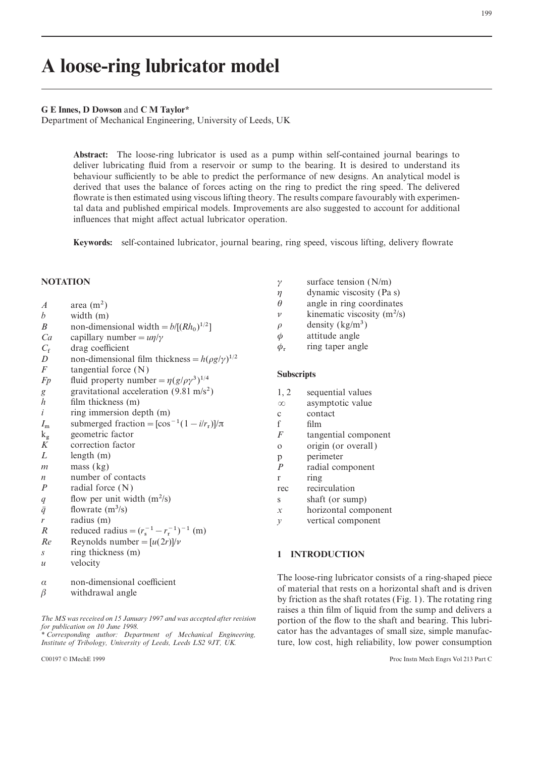# A loose-ring lubricator model

**G E Innes, D Dowson** and **C M Taylor***

Department of Mechanical Engineering, University of Leeds, UK

**Abstract:** The loose-ring lubricator is used as a pump within self-contained journal bearings to deliver lubricating fluid from a reservoir or sump to the bearing. It is desired to understand its behaviour sufficiently to be able to predict the performance of new designs. An analytical model is derived that uses the balance of forces acting on the ring to predict the ring speed. The delivered flowrate is then estimated using viscous lifting theory. The results compare favourably with experimental data and published empirical models. Improvements are also suggested to account for additional influences that might affect actual lubricator operation.

**Keywords:** self-contained lubricator, journal bearing, ring speed, viscous lifting, delivery flowrate

## NOTATION

| | |
|---|---|
| $A$ | area ($m^2$) |
| $b$ | width (m) |
| $B$ | non-dimensional width $= b/[(Rh_0)^{1/2}]$ |
| $Ca$ | capillary number $= u\eta/\gamma$ |
| $C_f$ | drag coefficient |
| $D$ | non-dimensional film thickness $= h(\rho g/\gamma)^{1/2}$ |
| $F$ | tangential force (N) |
| $Fp$ | fluid property number $= \eta(g/\rho\gamma^3)^{1/4}$ |
| $g$ | gravitational acceleration (9.81 $m/s^2$) |
| $h$ | film thickness (m) |
| $i$ | ring immersion depth (m) |
| $I_m$ | submerged fraction $= [\cos^{-1}(1 - i/r_r)]/\pi$ |
| $k_g$ | geometric factor |
| $K$ | correction factor |
| $L$ | length (m) |
| $m$ | mass (kg) |
| $n$ | number of contacts |
| $P$ | radial force (N) |
| $q$ | flow per unit width ($m^2/s$) |
| $\bar{q}$ | flowrate ($m^3/s$) |
| $r$ | radius (m) |
| $R$ | reduced radius $= (r_s^{-1} - r_r^{-1})^{-1}$ (m) |
| $Re$ | Reynolds number $= [u(2r)]/\nu$ |
| $s$ | ring thickness (m) |
| $u$ | velocity |
| $\alpha$ | non-dimensional coefficient |
| $\beta$ | withdrawal angle |
| $\gamma$ | surface tension (N/m) |
| $\eta$ | dynamic viscosity (Pa s) |
| $\theta$ | angle in ring coordinates |
| $\nu$ | kinematic viscosity ($m^2/s$) |
| $\rho$ | density ($kg/m^3$) |
| $\phi$ | attitude angle |
| $\phi_r$ | ring taper angle |

### Subscripts

| | |
|---|---|
| 1, 2 | sequential values |
| $\infty$ | asymptotic value |
| c | contact |
| f | film |
| $F$ | tangential component |
| o | origin (or overall) |
| p | perimeter |
| $P$ | radial component |
| r | ring |
| rec | recirculation |
| s | shaft (or sump) |
| $x$ | horizontal component |
| $y$ | vertical component |

## 1 INTRODUCTION

The loose-ring lubricator consists of a ring-shaped piece of material that rests on a horizontal shaft and is driven by friction as the shaft rotates (Fig. 1). The rotating ring raises a thin film of liquid from the sump and delivers a portion of the flow to the shaft and bearing. This lubricator has the advantages of small size, simple manufacture, low cost, high reliability, low power consumption

*The MS was received on 15 January 1997 and was accepted after revision for publication on 10 June 1998.*

*\* Corresponding author: Department of Mechanical Engineering, Institute of Tribology, University of Leeds, Leeds LS2 9JT, UK.*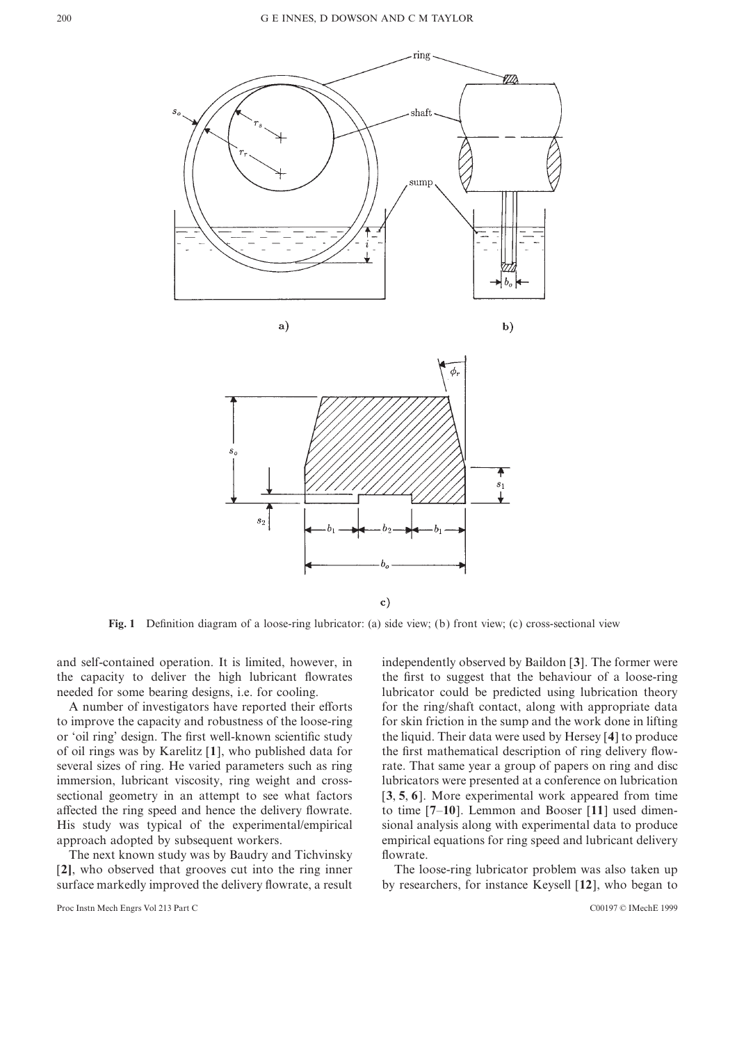**Fig. 1** Definition diagram of a loose-ring lubricator: (a) side view; (b) front view; (c) cross-sectional view

and self-contained operation. It is limited, however, in the capacity to deliver the high lubricant flowrates needed for some bearing designs, i.e. for cooling.

A number of investigators have reported their efforts to improve the capacity and robustness of the loose-ring or 'oil ring' design. The first well-known scientific study of oil rings was by Karelitz [1], who published data for several sizes of ring. He varied parameters such as ring immersion, lubricant viscosity, ring weight and cross-sectional geometry in an attempt to see what factors affected the ring speed and hence the delivery flowrate. His study was typical of the experimental/empirical approach adopted by subsequent workers.

The next known study was by Baudry and Tichvinsky [2], who observed that grooves cut into the ring inner surface markedly improved the delivery flowrate, a result independently observed by Baildon [3]. The former were the first to suggest that the behaviour of a loose-ring lubricator could be predicted using lubrication theory for skin friction in the sump and the work done in lifting the liquid. Their data were used by Hersey [4] to produce the first mathematical description of ring delivery flowrate. That same year a group of papers on ring and disc lubricators were presented at a conference on lubrication [3, 5, 6]. More experimental work appeared from time to time [7–10]. Lemmon and Booser [11] used dimensional analysis along with experimental data to produce empirical equations for ring speed and lubricant delivery flowrate.

The loose-ring lubricator problem was also taken up by researchers, for instance Keysell [12], who began to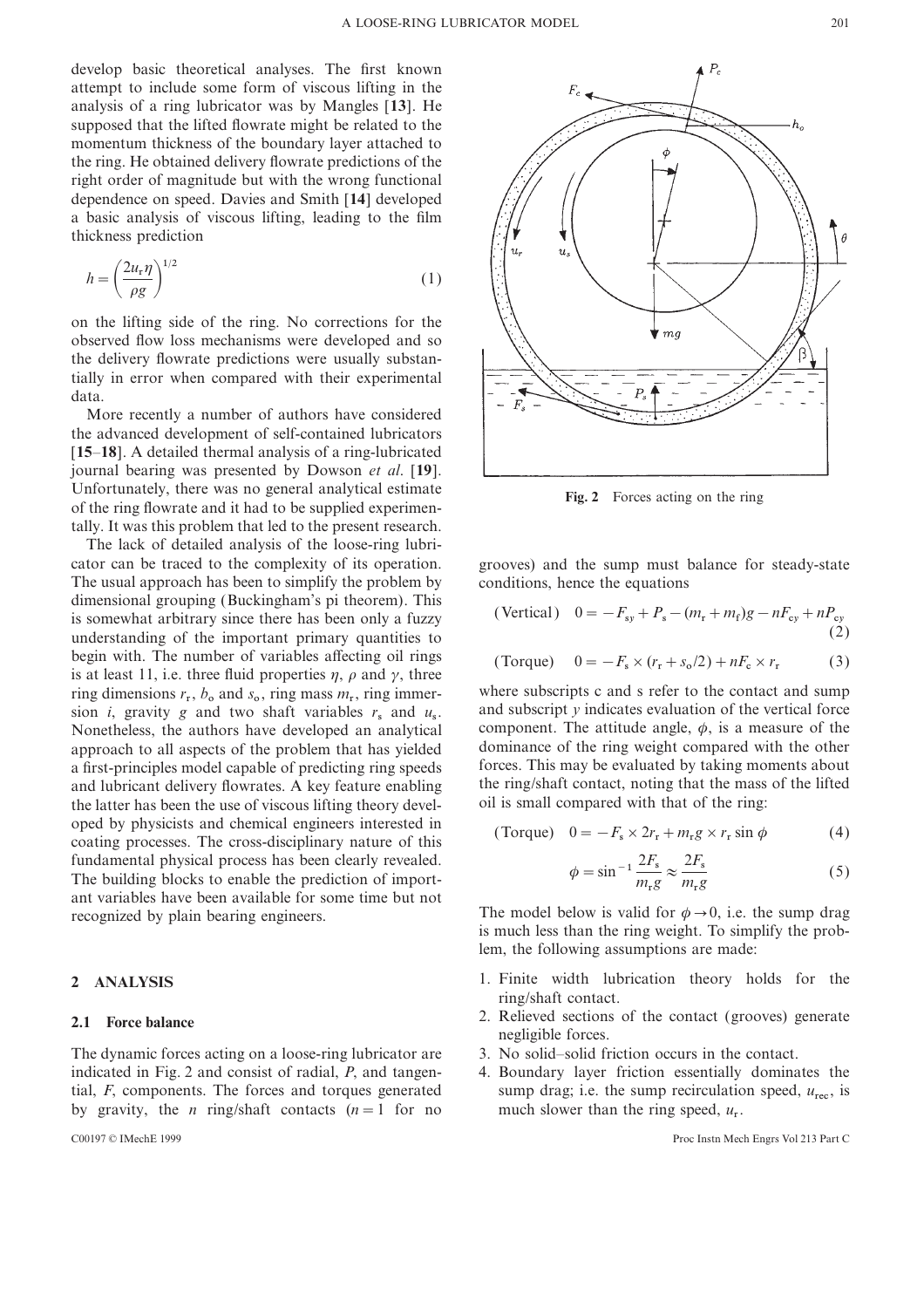develop basic theoretical analyses. The first known attempt to include some form of viscous lifting in the analysis of a ring lubricator was by Mangles [13]. He supposed that the lifted flowrate might be related to the momentum thickness of the boundary layer attached to the ring. He obtained delivery flowrate predictions of the right order of magnitude but with the wrong functional dependence on speed. Davies and Smith [14] developed a basic analysis of viscous lifting, leading to the film thickness prediction

$$h = \left(\frac{2u_r \eta}{\rho g}\right)^{1/2} \tag{1}$$

on the lifting side of the ring. No corrections for the observed flow loss mechanisms were developed and so the delivery flowrate predictions were usually substantially in error when compared with their experimental data.

More recently a number of authors have considered the advanced development of self-contained lubricators [15–18]. A detailed thermal analysis of a ring-lubricated journal bearing was presented by Dowson *et al.* [19]. Unfortunately, there was no general analytical estimate of the ring flowrate and it had to be supplied experimentally. It was this problem that led to the present research.

The lack of detailed analysis of the loose-ring lubricator can be traced to the complexity of its operation. The usual approach has been to simplify the problem by dimensional grouping (Buckingham's pi theorem). This is somewhat arbitrary since there has been only a fuzzy understanding of the important primary quantities to begin with. The number of variables affecting oil rings is at least 11, i.e. three fluid properties $\eta$, $\rho$ and $\gamma$, three ring dimensions $r_r$, $b_o$ and $s_o$, ring mass $m_r$, ring immersion $i$, gravity $g$ and two shaft variables $r_s$ and $u_s$. Nonetheless, the authors have developed an analytical approach to all aspects of the problem that has yielded a first-principles model capable of predicting ring speeds and lubricant delivery flowrates. A key feature enabling the latter has been the use of viscous lifting theory developed by physicists and chemical engineers interested in coating processes. The cross-disciplinary nature of this fundamental physical process has been clearly revealed. The building blocks to enable the prediction of important variables have been available for some time but not recognized by plain bearing engineers.

## 2 ANALYSIS

### 2.1 Force balance

The dynamic forces acting on a loose-ring lubricator are indicated in Fig. 2 and consist of radial, $P$, and tangential, $F$, components. The forces and torques generated by gravity, the $n$ ring/shaft contacts ($n = 1$ for no grooves) and the sump must balance for steady-state conditions, hence the equations

$$\text{(Vertical)} \quad 0 = -F_{sy} + P_s - (m_r + m_f)g - nF_{cy} + nP_{cy} \tag{2}$$

$$\text{(Torque)} \quad 0 = -F_s \times (r_r + s_o/2) + nF_c \times r_r \tag{3}$$

Fig. 2 Forces acting on the ring

where subscripts c and s refer to the contact and sump and subscript $y$ indicates evaluation of the vertical force component. The attitude angle, $\phi$, is a measure of the dominance of the ring weight compared with the other forces. This may be evaluated by taking moments about the ring/shaft contact, noting that the mass of the lifted oil is small compared with that of the ring:

$$\text{(Torque)} \quad 0 = -F_s \times 2r_r + m_r g \times r_r \sin\phi \tag{4}$$

$$\phi = \sin^{-1}\frac{2F_s}{m_r g} \approx \frac{2F_s}{m_r g} \tag{5}$$

The model below is valid for $\phi \to 0$, i.e. the sump drag is much less than the ring weight. To simplify the problem, the following assumptions are made:

1. Finite width lubrication theory holds for the ring/shaft contact.
2. Relieved sections of the contact (grooves) generate negligible forces.
3. No solid–solid friction occurs in the contact.
4. Boundary layer friction essentially dominates the sump drag; i.e. the sump recirculation speed, $u_{rec}$, is much slower than the ring speed, $u_r$.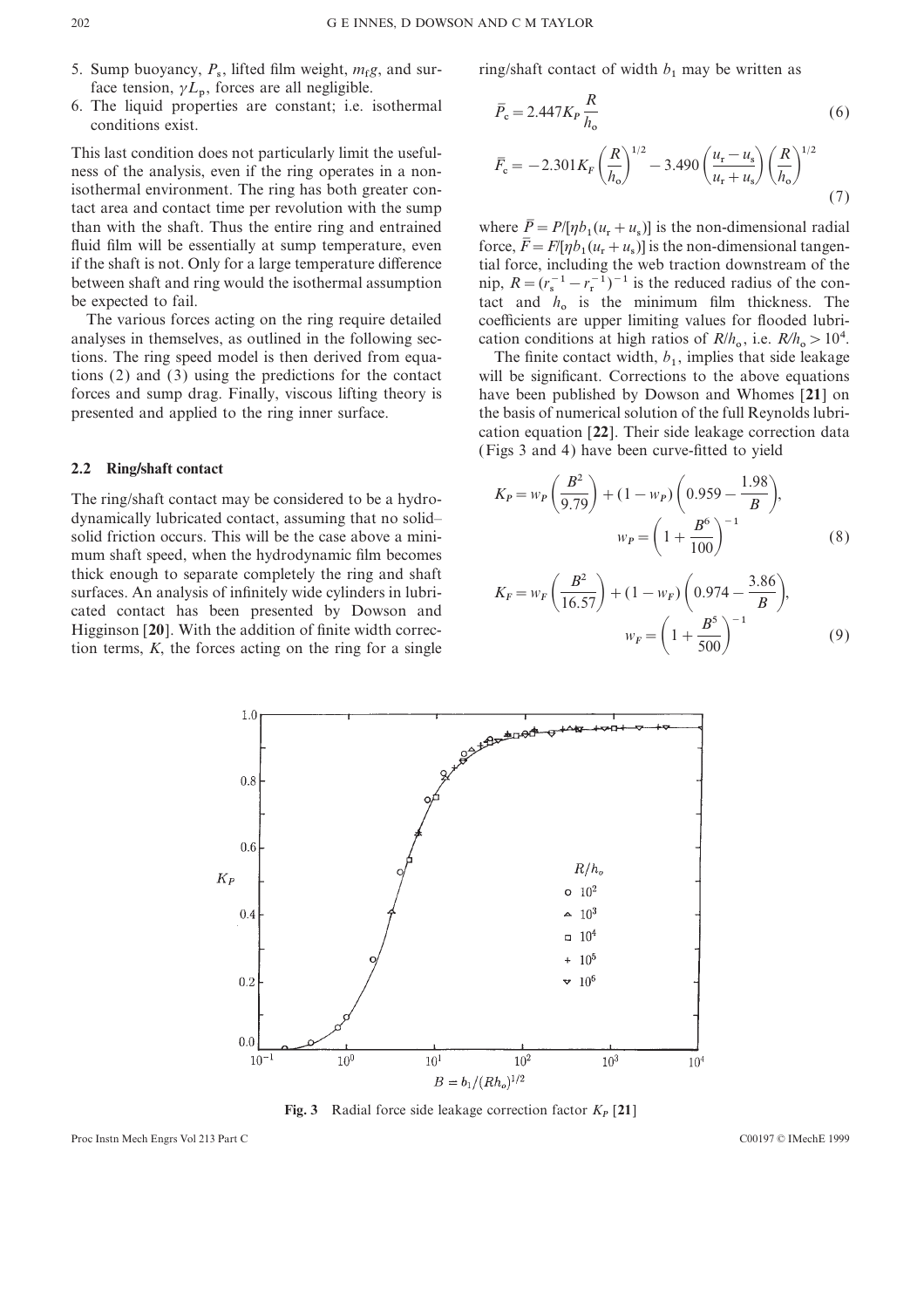5. Sump buoyancy, $P_s$, lifted film weight, $m_f g$, and surface tension, $\gamma L_p$, forces are all negligible.
6. The liquid properties are constant; i.e. isothermal conditions exist.

This last condition does not particularly limit the usefulness of the analysis, even if the ring operates in a non-isothermal environment. The ring has both greater contact area and contact time per revolution with the sump than with the shaft. Thus the entire ring and entrained fluid film will be essentially at sump temperature, even if the shaft is not. Only for a large temperature difference between shaft and ring would the isothermal assumption be expected to fail.

The various forces acting on the ring require detailed analyses in themselves, as outlined in the following sections. The ring speed model is then derived from equations (2) and (3) using the predictions for the contact forces and sump drag. Finally, viscous lifting theory is presented and applied to the ring inner surface.

### 2.2 Ring/shaft contact

The ring/shaft contact may be considered to be a hydrodynamically lubricated contact, assuming that no solid–solid friction occurs. This will be the case above a minimum shaft speed, when the hydrodynamic film becomes thick enough to separate completely the ring and shaft surfaces. An analysis of infinitely wide cylinders in lubricated contact has been presented by Dowson and Higginson [20]. With the addition of finite width correction terms, $K$, the forces acting on the ring for a single ring/shaft contact of width $b_1$ may be written as

$$\bar{P}_c = 2.447 K_P \frac{R}{h_o} \tag{6}$$

$$\bar{F}_c = -2.301 K_F \left(\frac{R}{h_o}\right)^{1/2} - 3.490 \left(\frac{u_r - u_s}{u_r + u_s}\right)\left(\frac{R}{h_o}\right)^{1/2} \tag{7}$$

where $\bar{P} = P/[\eta b_1(u_r + u_s)]$ is the non-dimensional radial force, $\bar{F} = F/[\eta b_1(u_r + u_s)]$ is the non-dimensional tangential force, including the web traction downstream of the nip, $R = (r_s^{-1} - r_r^{-1})^{-1}$ is the reduced radius of the contact and $h_o$ is the minimum film thickness. The coefficients are upper limiting values for flooded lubrication conditions at high ratios of $R/h_o$, i.e. $R/h_o > 10^4$.

The finite contact width, $b_1$, implies that side leakage will be significant. Corrections to the above equations have been published by Dowson and Whomes [21] on the basis of numerical solution of the full Reynolds lubrication equation [22]. Their side leakage correction data (Figs 3 and 4) have been curve-fitted to yield

$$K_P = w_P\left(\frac{B^2}{9.79}\right) + (1 - w_P)\left(0.959 - \frac{1.98}{B}\right), \quad w_P = \left(1 + \frac{B^6}{100}\right)^{-1} \tag{8}$$

$$K_F = w_F\left(\frac{B^2}{16.57}\right) + (1 - w_F)\left(0.974 - \frac{3.86}{B}\right), \quad w_F = \left(1 + \frac{B^5}{500}\right)^{-1} \tag{9}$$

**Fig. 3** Radial force side leakage correction factor $K_P$ [21]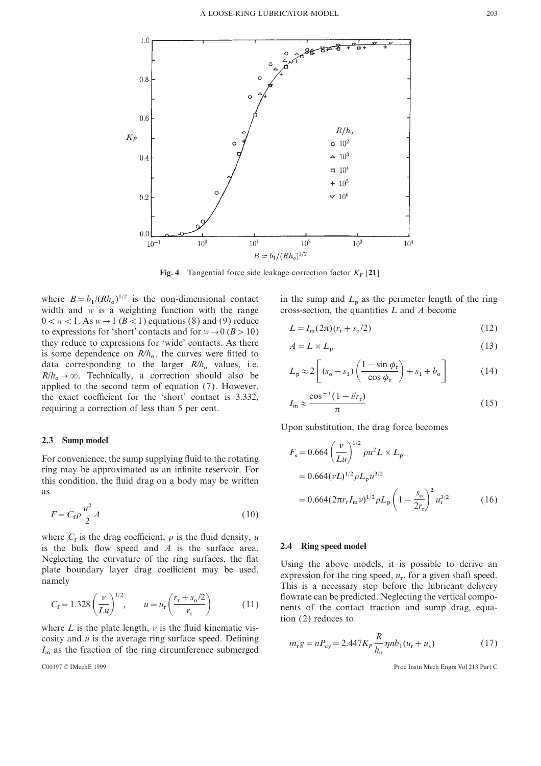**Fig. 4** Tangential force side leakage correction factor $K_F$ [21]

where $B = b_1/(Rh_o)^{1/2}$ is the non-dimensional contact width and $w$ is a weighting function with the range $0 < w < 1$. As $w \to 1$ $(B < 1)$ equations (8) and (9) reduce to expressions for 'short' contacts and for $w \to 0$ $(B > 10)$ they reduce to expressions for 'wide' contacts. As there is some dependence on $R/h_o$, the curves were fitted to data corresponding to the larger $R/h_o$ values, i.e. $R/h_o \to \infty$. Technically, a correction should also be applied to the second term of equation (7). However, the exact coefficient for the 'short' contact is 3.332, requiring a correction of less than 5 per cent.

### 2.3 Sump model

For convenience, the sump supplying fluid to the rotating ring may be approximated as an infinite reservoir. For this condition, the fluid drag on a body may be written as

$$F = C_f \rho \frac{u^2}{2} A \tag{10}$$

where $C_f$ is the drag coefficient, $\rho$ is the fluid density, $u$ is the bulk flow speed and $A$ is the surface area. Neglecting the curvature of the ring surfaces, the flat plate boundary layer drag coefficient may be used, namely

$$C_f = 1.328 \left(\frac{\nu}{Lu}\right)^{1/2}, \qquad u = u_r \left(\frac{r_r + s_o/2}{r_r}\right) \tag{11}$$

where $L$ is the plate length, $\nu$ is the fluid kinematic viscosity and $u$ is the average ring surface speed. Defining $I_m$ as the fraction of the ring circumference submerged in the sump and $L_p$ as the perimeter length of the ring cross-section, the quantities $L$ and $A$ become

$$L = I_m(2\pi)(r_r + s_o/2) \tag{12}$$

$$A = L \times L_p \tag{13}$$

$$L_p \approx 2\left[(s_o - s_1)\left(\frac{1 - \sin\phi_r}{\cos\phi_r}\right) + s_1 + b_o\right] \tag{14}$$

$$I_m \approx \frac{\cos^{-1}(1 - i/r_r)}{\pi} \tag{15}$$

Upon substitution, the drag force becomes

$$\begin{aligned} F_s &= 0.664\left(\frac{\nu}{Lu}\right)^{1/2} \rho u^2 L \times L_p \\ &= 0.664(\nu L)^{1/2} \rho L_p u^{3/2} \\ &= 0.664(2\pi r_r I_m \nu)^{1/2} \rho L_p \left(1 + \frac{s_o}{2r_r}\right)^2 u_r^{3/2} \end{aligned} \tag{16}$$

### 2.4 Ring speed model

Using the above models, it is possible to derive an expression for the ring speed, $u_r$, for a given shaft speed. This is a necessary step before the lubricant delivery flowrate can be predicted. Neglecting the vertical components of the contact traction and sump drag, equation (2) reduces to

$$m_r g = nP_{cy} = 2.447 K_P \frac{R}{h_o} \eta n b_1 (u_r + u_s) \tag{17}$$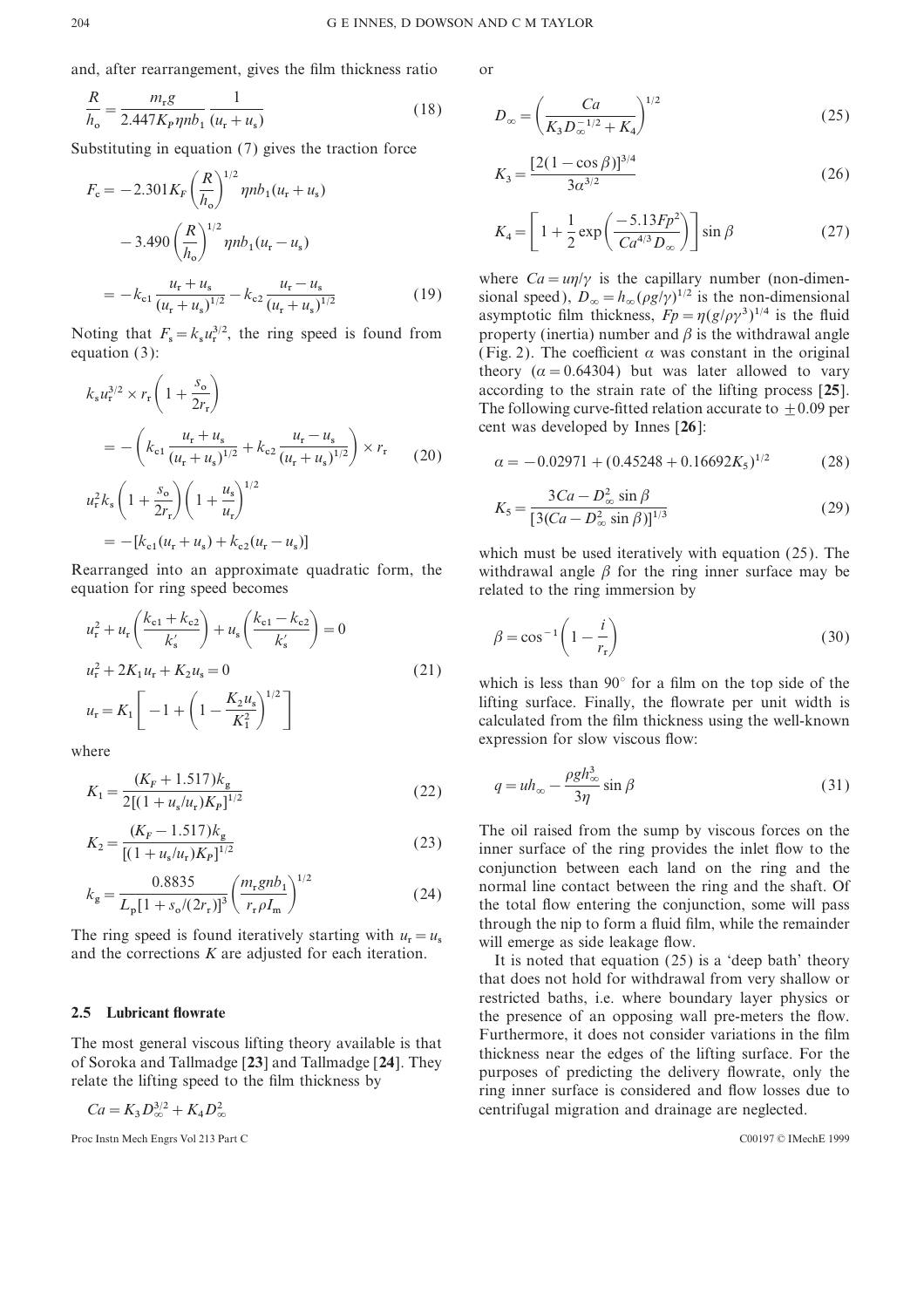and, after rearrangement, gives the film thickness ratio

$$\frac{R}{h_o} = \frac{m_r g}{2.447 K_P \eta n b_1} \frac{1}{(u_r + u_s)} \tag{18}$$

Substituting in equation (7) gives the traction force

$$\begin{aligned} F_c &= -2.301 K_F \left(\frac{R}{h_o}\right)^{1/2} \eta n b_1 (u_r + u_s) \\ &\quad - 3.490 \left(\frac{R}{h_o}\right)^{1/2} \eta n b_1 (u_r - u_s) \\ &= -k_{c1} \frac{u_r + u_s}{(u_r + u_s)^{1/2}} - k_{c2} \frac{u_r - u_s}{(u_r + u_s)^{1/2}} \end{aligned} \tag{19}$$

Noting that $F_s = k_s u_r^{3/2}$, the ring speed is found from equation (3):

$$\begin{aligned} & k_s u_r^{3/2} \times r_r \left(1 + \frac{s_o}{2r_r}\right) \\ &= -\left(k_{c1} \frac{u_r + u_s}{(u_r + u_s)^{1/2}} + k_{c2} \frac{u_r - u_s}{(u_r + u_s)^{1/2}}\right) \times r_r \\ & u_r^2 k_s \left(1 + \frac{s_o}{2r_r}\right)\left(1 + \frac{u_s}{u_r}\right)^{1/2} \\ &= -[k_{c1}(u_r + u_s) + k_{c2}(u_r - u_s)] \end{aligned} \tag{20}$$

Rearranged into an approximate quadratic form, the equation for ring speed becomes

$$\begin{aligned} & u_r^2 + u_r \left(\frac{k_{c1} + k_{c2}}{k_s'}\right) + u_s \left(\frac{k_{c1} - k_{c2}}{k_s'}\right) = 0 \\ & u_r^2 + 2K_1 u_r + K_2 u_s = 0 \\ & u_r = K_1 \left[-1 + \left(1 - \frac{K_2 u_s}{K_1^2}\right)^{1/2}\right] \end{aligned} \tag{21}$$

where

$$K_1 = \frac{(K_F + 1.517) k_g}{2[(1 + u_s/u_r) K_P]^{1/2}} \tag{22}$$

$$K_2 = \frac{(K_F - 1.517) k_g}{[(1 + u_s/u_r) K_P]^{1/2}} \tag{23}$$

$$k_g = \frac{0.8835}{L_p [1 + s_o/(2r_r)]^3} \left(\frac{m_r g n b_1}{r_r \rho I_m}\right)^{1/2} \tag{24}$$

The ring speed is found iteratively starting with $u_r = u_s$ and the corrections $K$ are adjusted for each iteration.

### 2.5 Lubricant flowrate

The most general viscous lifting theory available is that of Soroka and Tallmadge [**23**] and Tallmadge [**24**]. They relate the lifting speed to the film thickness by

$$Ca = K_3 D_\infty^{3/2} + K_4 D_\infty^2$$

or

$$D_\infty = \left(\frac{Ca}{K_3 D_\infty^{-1/2} + K_4}\right)^{1/2} \tag{25}$$

$$K_3 = \frac{[2(1 - \cos\beta)]^{3/4}}{3\alpha^{3/2}} \tag{26}$$

$$K_4 = \left[1 + \frac{1}{2}\exp\left(\frac{-5.13 Fp^2}{Ca^{4/3} D_\infty}\right)\right] \sin\beta \tag{27}$$

where $Ca = u\eta/\gamma$ is the capillary number (non-dimensional speed), $D_\infty = h_\infty (\rho g/\gamma)^{1/2}$ is the non-dimensional asymptotic film thickness, $Fp = \eta (g/\rho\gamma^3)^{1/4}$ is the fluid property (inertia) number and $\beta$ is the withdrawal angle (Fig. 2). The coefficient $\alpha$ was constant in the original theory ($\alpha = 0.64304$) but was later allowed to vary according to the strain rate of the lifting process [**25**]. The following curve-fitted relation accurate to $\pm 0.09$ per cent was developed by Innes [**26**]:

$$\alpha = -0.02971 + (0.45248 + 0.16692 K_5)^{1/2} \tag{28}$$

$$K_5 = \frac{3Ca - D_\infty^2 \sin\beta}{[3(Ca - D_\infty^2 \sin\beta)]^{1/3}} \tag{29}$$

which must be used iteratively with equation (25). The withdrawal angle $\beta$ for the ring inner surface may be related to the ring immersion by

$$\beta = \cos^{-1}\left(1 - \frac{i}{r_r}\right) \tag{30}$$

which is less than 90° for a film on the top side of the lifting surface. Finally, the flowrate per unit width is calculated from the film thickness using the well-known expression for slow viscous flow:

$$q = u h_\infty - \frac{\rho g h_\infty^3}{3\eta} \sin\beta \tag{31}$$

The oil raised from the sump by viscous forces on the inner surface of the ring provides the inlet flow to the conjunction between each land on the ring and the normal line contact between the ring and the shaft. Of the total flow entering the conjunction, some will pass through the nip to form a fluid film, while the remainder will emerge as side leakage flow.

It is noted that equation (25) is a 'deep bath' theory that does not hold for withdrawal from very shallow or restricted baths, i.e. where boundary layer physics or the presence of an opposing wall pre-meters the flow. Furthermore, it does not consider variations in the film thickness near the edges of the lifting surface. For the purposes of predicting the delivery flowrate, only the ring inner surface is considered and flow losses due to centrifugal migration and drainage are neglected.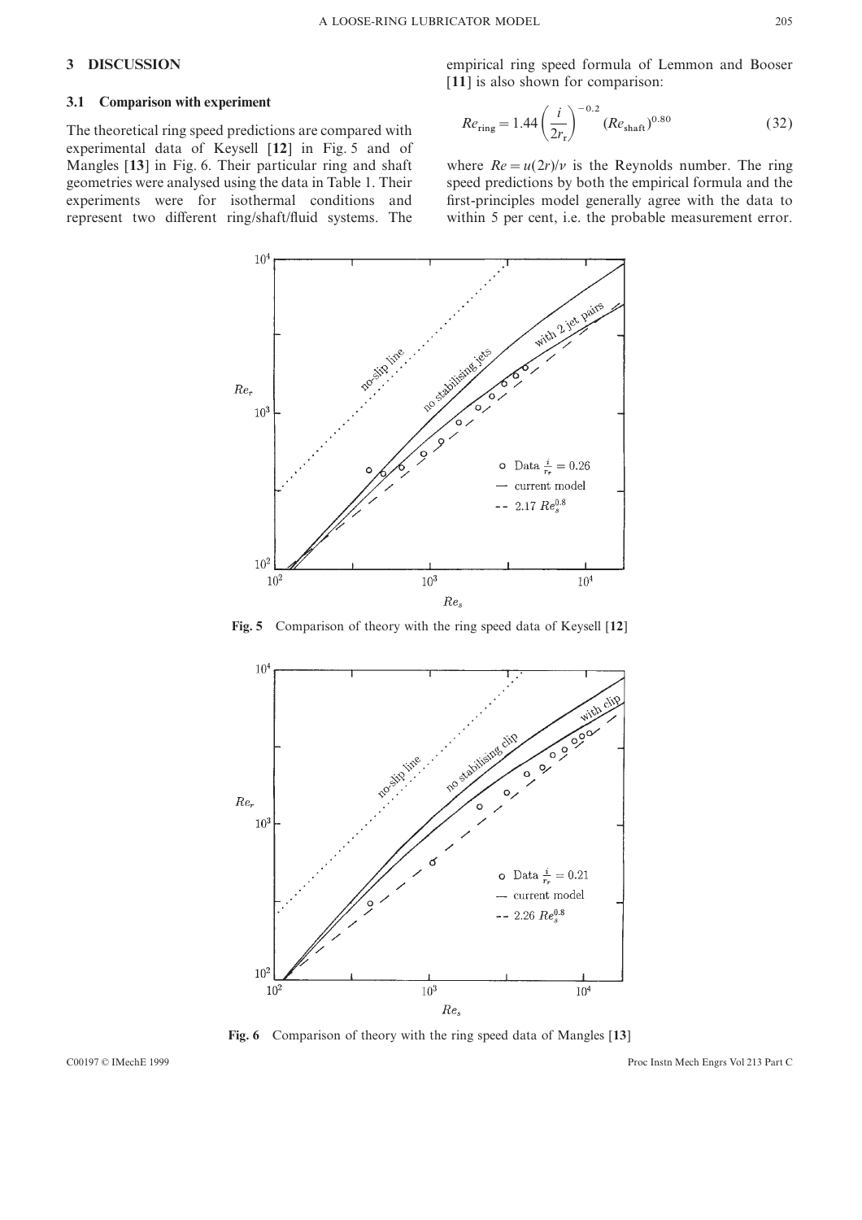## 3 DISCUSSION

### 3.1 Comparison with experiment

The theoretical ring speed predictions are compared with experimental data of Keysell [**12**] in Fig. 5 and of Mangles [**13**] in Fig. 6. Their particular ring and shaft geometries were analysed using the data in Table 1. Their experiments were for isothermal conditions and represent two different ring/shaft/fluid systems. The empirical ring speed formula of Lemmon and Booser [**11**] is also shown for comparison:

$$Re_{\text{ring}} = 1.44\left(\frac{i}{2r_{\text{r}}}\right)^{-0.2}(Re_{\text{shaft}})^{0.80} \tag{32}$$

where $Re = u(2r)/\nu$ is the Reynolds number. The ring speed predictions by both the empirical formula and the first-principles model generally agree with the data to within 5 per cent, i.e. the probable measurement error.

**Fig. 5** Comparison of theory with the ring speed data of Keysell [**12**]

**Fig. 6** Comparison of theory with the ring speed data of Mangles [**13**]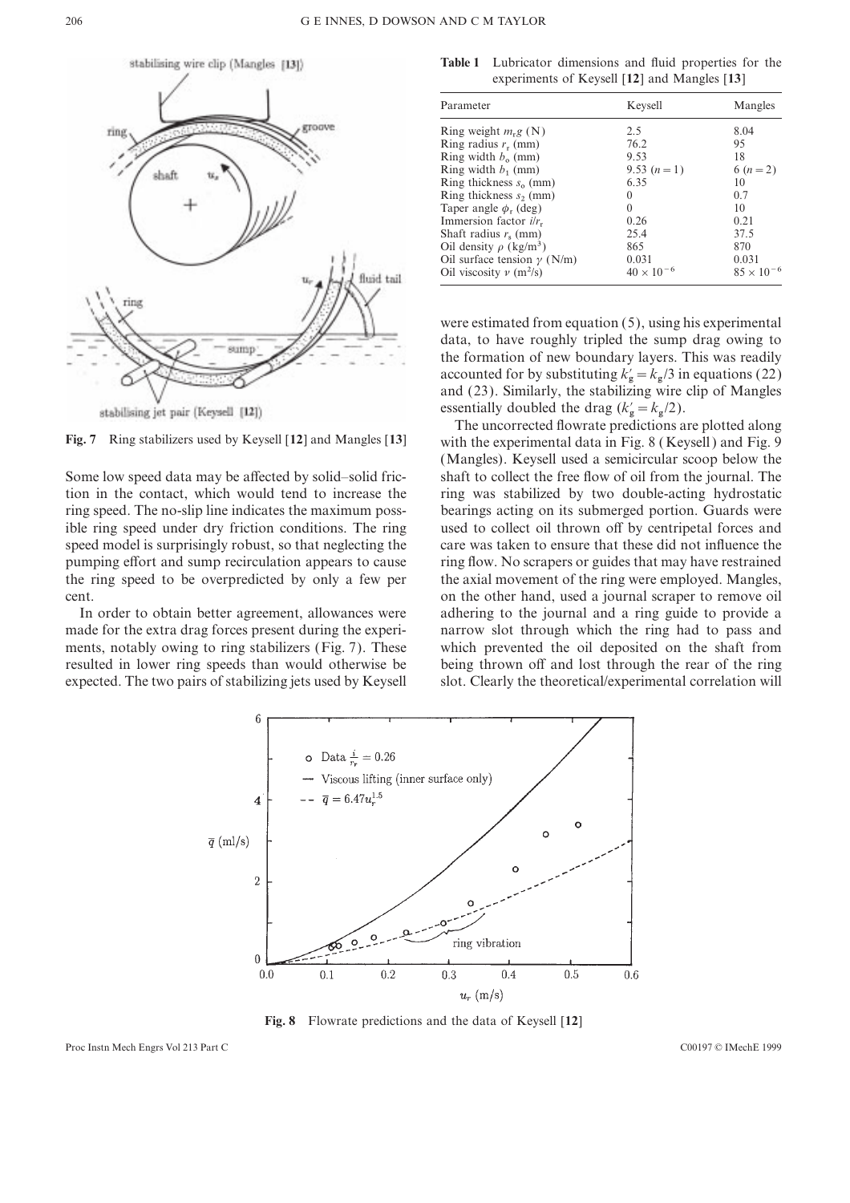Fig. 7 Ring stabilizers used by Keysell [12] and Mangles [13]

Some low speed data may be affected by solid–solid friction in the contact, which would tend to increase the ring speed. The no-slip line indicates the maximum possible ring speed under dry friction conditions. The ring speed model is surprisingly robust, so that neglecting the pumping effort and sump recirculation appears to cause the ring speed to be overpredicted by only a few per cent.

In order to obtain better agreement, allowances were made for the extra drag forces present during the experiments, notably owing to ring stabilizers (Fig. 7). These resulted in lower ring speeds than would otherwise be expected. The two pairs of stabilizing jets used by Keysell were estimated from equation (5), using his experimental data, to have roughly tripled the sump drag owing to the formation of new boundary layers. This was readily accounted for by substituting $k'_g = k_g/3$ in equations (22) and (23). Similarly, the stabilizing wire clip of Mangles essentially doubled the drag ($k'_g = k_g/2$).

**Table 1** Lubricator dimensions and fluid properties for the experiments of Keysell [12] and Mangles [13]

| Parameter | Keysell | Mangles |
|---|---|---|
| Ring weight $m_r g$ (N) | 2.5 | 8.04 |
| Ring radius $r_r$ (mm) | 76.2 | 95 |
| Ring width $b_0$ (mm) | 9.53 | 18 |
| Ring width $b_1$ (mm) | 9.53 ($n = 1$) | 6 ($n = 2$) |
| Ring thickness $s_0$ (mm) | 6.35 | 10 |
| Ring thickness $s_2$ (mm) | 0 | 0.7 |
| Taper angle $\phi_r$ (deg) | 0 | 10 |
| Immersion factor $i/r_r$ | 0.26 | 0.21 |
| Shaft radius $r_s$ (mm) | 25.4 | 37.5 |
| Oil density $\rho$ (kg/m$^3$) | 865 | 870 |
| Oil surface tension $\gamma$ (N/m) | 0.031 | 0.031 |
| Oil viscosity $\nu$ (m$^2$/s) | $40 \times 10^{-6}$ | $85 \times 10^{-6}$ |

The uncorrected flowrate predictions are plotted along with the experimental data in Fig. 8 (Keysell) and Fig. 9 (Mangles). Keysell used a semicircular scoop below the shaft to collect the free flow of oil from the journal. The ring was stabilized by two double-acting hydrostatic bearings acting on its submerged portion. Guards were used to collect oil thrown off by centripetal forces and care was taken to ensure that these did not influence the ring flow. No scrapers or guides that may have restrained the axial movement of the ring were employed. Mangles, on the other hand, used a journal scraper to remove oil adhering to the journal and a ring guide to provide a narrow slot through which the ring had to pass and which prevented the oil deposited on the shaft from being thrown off and lost through the rear of the ring slot. Clearly the theoretical/experimental correlation will

**Fig. 8** Flowrate predictions and the data of Keysell [12]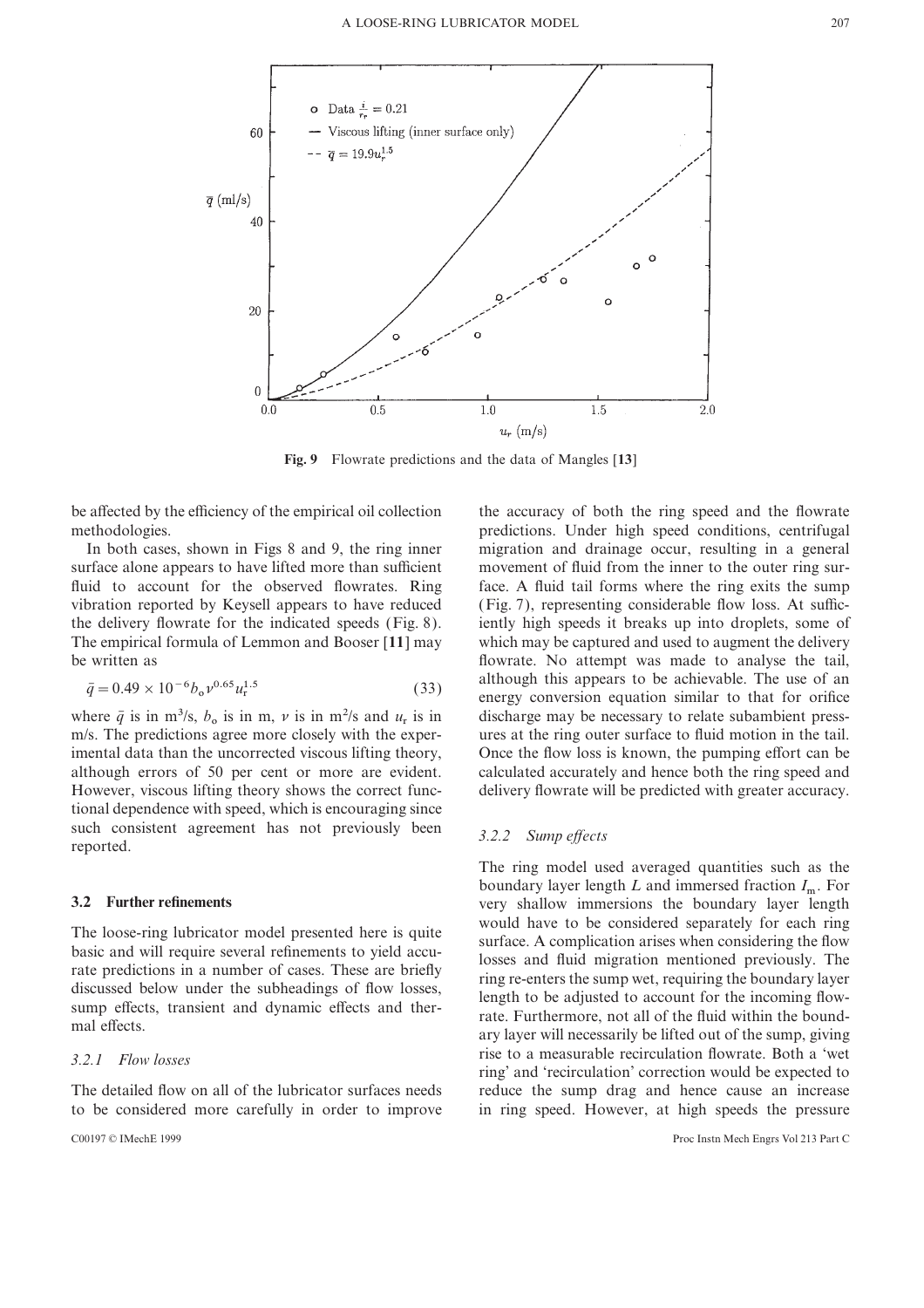Fig. 9 Flowrate predictions and the data of Mangles [13]

be affected by the efficiency of the empirical oil collection methodologies.

In both cases, shown in Figs 8 and 9, the ring inner surface alone appears to have lifted more than sufficient fluid to account for the observed flowrates. Ring vibration reported by Keysell appears to have reduced the delivery flowrate for the indicated speeds (Fig. 8). The empirical formula of Lemmon and Booser [11] may be written as

$$\bar{q} = 0.49 \times 10^{-6} b_o \nu^{0.65} u_r^{1.5} \tag{33}$$

where $\bar{q}$ is in m$^3$/s, $b_o$ is in m, $\nu$ is in m$^2$/s and $u_r$ is in m/s. The predictions agree more closely with the experimental data than the uncorrected viscous lifting theory, although errors of 50 per cent or more are evident. However, viscous lifting theory shows the correct functional dependence with speed, which is encouraging since such consistent agreement has not previously been reported.

## 3.2 Further refinements

The loose-ring lubricator model presented here is quite basic and will require several refinements to yield accurate predictions in a number of cases. These are briefly discussed below under the subheadings of flow losses, sump effects, transient and dynamic effects and thermal effects.

### 3.2.1 Flow losses

The detailed flow on all of the lubricator surfaces needs to be considered more carefully in order to improve the accuracy of both the ring speed and the flowrate predictions. Under high speed conditions, centrifugal migration and drainage occur, resulting in a general movement of fluid from the inner to the outer ring surface. A fluid tail forms where the ring exits the sump (Fig. 7), representing considerable flow loss. At sufficiently high speeds it breaks up into droplets, some of which may be captured and used to augment the delivery flowrate. No attempt was made to analyse the tail, although this appears to be achievable. The use of an energy conversion equation similar to that for orifice discharge may be necessary to relate subambient pressures at the ring outer surface to fluid motion in the tail. Once the flow loss is known, the pumping effort can be calculated accurately and hence both the ring speed and delivery flowrate will be predicted with greater accuracy.

### 3.2.2 Sump effects

The ring model used averaged quantities such as the boundary layer length $L$ and immersed fraction $I_m$. For very shallow immersions the boundary layer length would have to be considered separately for each ring surface. A complication arises when considering the flow losses and fluid migration mentioned previously. The ring re-enters the sump wet, requiring the boundary layer length to be adjusted to account for the incoming flowrate. Furthermore, not all of the fluid within the boundary layer will necessarily be lifted out of the sump, giving rise to a measurable recirculation flowrate. Both a 'wet ring' and 'recirculation' correction would be expected to reduce the sump drag and hence cause an increase in ring speed. However, at high speeds the pressure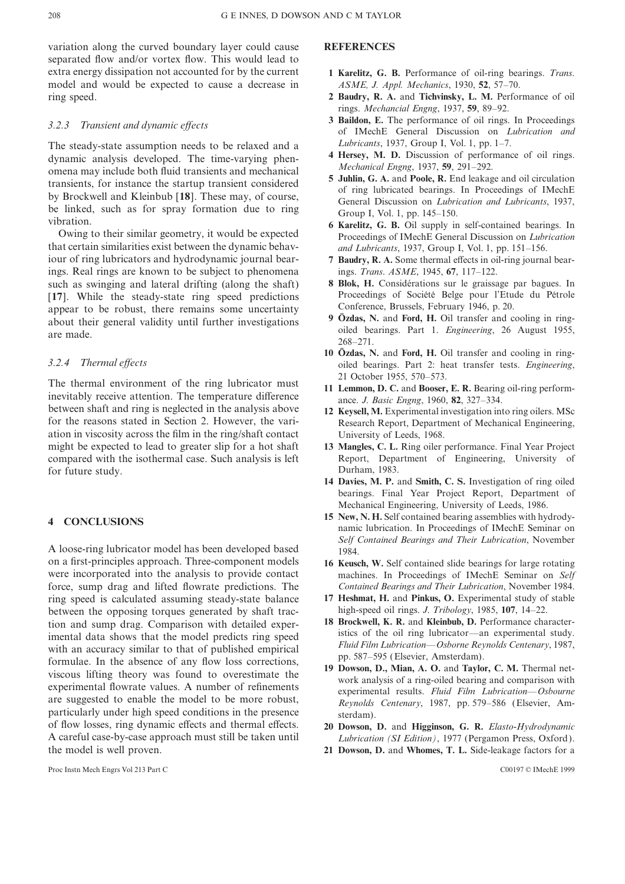variation along the curved boundary layer could cause separated flow and/or vortex flow. This would lead to extra energy dissipation not accounted for by the current model and would be expected to cause a decrease in ring speed.

#### 3.2.3 *Transient and dynamic effects*

The steady-state assumption needs to be relaxed and a dynamic analysis developed. The time-varying phenomena may include both fluid transients and mechanical transients, for instance the startup transient considered by Brockwell and Kleinbub [**18**]. These may, of course, be linked, such as for spray formation due to ring vibration.

Owing to their similar geometry, it would be expected that certain similarities exist between the dynamic behaviour of ring lubricators and hydrodynamic journal bearings. Real rings are known to be subject to phenomena such as swinging and lateral drifting (along the shaft) [**17**]. While the steady-state ring speed predictions appear to be robust, there remains some uncertainty about their general validity until further investigations are made.

#### 3.2.4 *Thermal effects*

The thermal environment of the ring lubricator must inevitably receive attention. The temperature difference between shaft and ring is neglected in the analysis above for the reasons stated in Section 2. However, the variation in viscosity across the film in the ring/shaft contact might be expected to lead to greater slip for a hot shaft compared with the isothermal case. Such analysis is left for future study.

## 4 CONCLUSIONS

A loose-ring lubricator model has been developed based on a first-principles approach. Three-component models were incorporated into the analysis to provide contact force, sump drag and lifted flowrate predictions. The ring speed is calculated assuming steady-state balance between the opposing torques generated by shaft traction and sump drag. Comparison with detailed experimental data shows that the model predicts ring speed with an accuracy similar to that of published empirical formulae. In the absence of any flow loss corrections, viscous lifting theory was found to overestimate the experimental flowrate values. A number of refinements are suggested to enable the model to be more robust, particularly under high speed conditions in the presence of flow losses, ring dynamic effects and thermal effects. A careful case-by-case approach must still be taken until the model is well proven.

## REFERENCES

1 **Karelitz, G. B.** Performance of oil-ring bearings. *Trans. ASME, J. Appl. Mechanics*, 1930, **52**, 57–70.

2 **Baudry, R. A.** and **Tichvinsky, L. M.** Performance of oil rings. *Mechancial Engng*, 1937, **59**, 89–92.

3 **Baildon, E.** The performance of oil rings. In Proceedings of IMechE General Discussion on *Lubrication and Lubricants*, 1937, Group I, Vol. 1, pp. 1–7.

4 **Hersey, M. D.** Discussion of performance of oil rings. *Mechanical Engng*, 1937, **59**, 291–292.

5 **Juhlin, G. A.** and **Poole, R.** End leakage and oil circulation of ring lubricated bearings. In Proceedings of IMechE General Discussion on *Lubrication and Lubricants*, 1937, Group I, Vol. 1, pp. 145–150.

6 **Karelitz, G. B.** Oil supply in self-contained bearings. In Proceedings of IMechE General Discussion on *Lubrication and Lubricants*, 1937, Group I, Vol. 1, pp. 151–156.

7 **Baudry, R. A.** Some thermal effects in oil-ring journal bearings. *Trans. ASME*, 1945, **67**, 117–122.

8 **Blok, H.** Considérations sur le graissage par bagues. In Proceedings of Société Belge pour l'Etude du Pétrole Conference, Brussels, February 1946, p. 20.

9 **Özdas, N.** and **Ford, H.** Oil transfer and cooling in ring-oiled bearings. Part 1. *Engineering*, 26 August 1955, 268–271.

10 **Özdas, N.** and **Ford, H.** Oil transfer and cooling in ring-oiled bearings. Part 2: heat transfer tests. *Engineering*, 21 October 1955, 570–573.

11 **Lemmon, D. C.** and **Booser, E. R.** Bearing oil-ring performance. *J. Basic Engng*, 1960, **82**, 327–334.

12 **Keysell, M.** Experimental investigation into ring oilers. MSc Research Report, Department of Mechanical Engineering, University of Leeds, 1968.

13 **Mangles, C. L.** Ring oiler performance. Final Year Project Report, Department of Engineering, University of Durham, 1983.

14 **Davies, M. P.** and **Smith, C. S.** Investigation of ring oiled bearings. Final Year Project Report, Department of Mechanical Engineering, University of Leeds, 1986.

15 **New, N. H.** Self contained bearing assemblies with hydrodynamic lubrication. In Proceedings of IMechE Seminar on *Self Contained Bearings and Their Lubrication*, November 1984.

16 **Keusch, W.** Self contained slide bearings for large rotating machines. In Proceedings of IMechE Seminar on *Self Contained Bearings and Their Lubrication*, November 1984.

17 **Heshmat, H.** and **Pinkus, O.** Experimental study of stable high-speed oil rings. *J. Tribology*, 1985, **107**, 14–22.

18 **Brockwell, K. R.** and **Kleinbub, D.** Performance characteristics of the oil ring lubricator—an experimental study. *Fluid Film Lubrication—Osborne Reynolds Centenary*, 1987, pp. 587–595 (Elsevier, Amsterdam).

19 **Dowson, D., Mian, A. O.** and **Taylor, C. M.** Thermal network analysis of a ring-oiled bearing and comparison with experimental results. *Fluid Film Lubrication—Osbourne Reynolds Centenary*, 1987, pp. 579–586 (Elsevier, Amsterdam).

20 **Dowson, D.** and **Higginson, G. R.** *Elasto-Hydrodynamic Lubrication (SI Edition)*, 1977 (Pergamon Press, Oxford).

21 **Dowson, D.** and **Whomes, T. L.** Side-leakage factors for a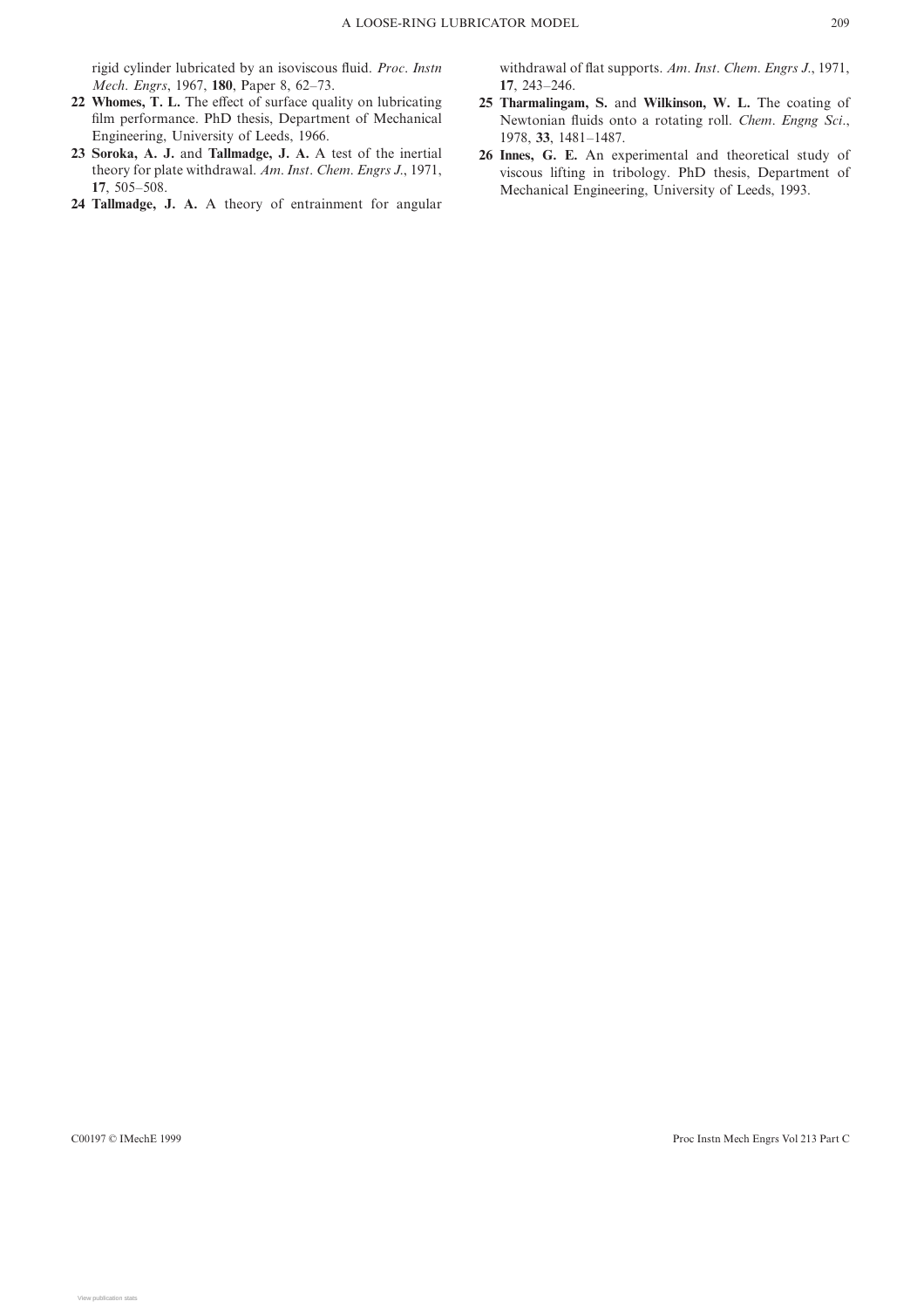rigid cylinder lubricated by an isoviscous fluid. *Proc. Instn Mech. Engrs*, 1967, **180**, Paper 8, 62–73.

22 **Whomes, T. L.** The effect of surface quality on lubricating film performance. PhD thesis, Department of Mechanical Engineering, University of Leeds, 1966.

23 **Soroka, A. J.** and **Tallmadge, J. A.** A test of the inertial theory for plate withdrawal. *Am. Inst. Chem. Engrs J.*, 1971, **17**, 505–508.

24 **Tallmadge, J. A.** A theory of entrainment for angular withdrawal of flat supports. *Am. Inst. Chem. Engrs J.*, 1971, **17**, 243–246.

25 **Tharmalingam, S.** and **Wilkinson, W. L.** The coating of Newtonian fluids onto a rotating roll. *Chem. Engng Sci.*, 1978, **33**, 1481–1487.

26 **Innes, G. E.** An experimental and theoretical study of viscous lifting in tribology. PhD thesis, Department of Mechanical Engineering, University of Leeds, 1993.